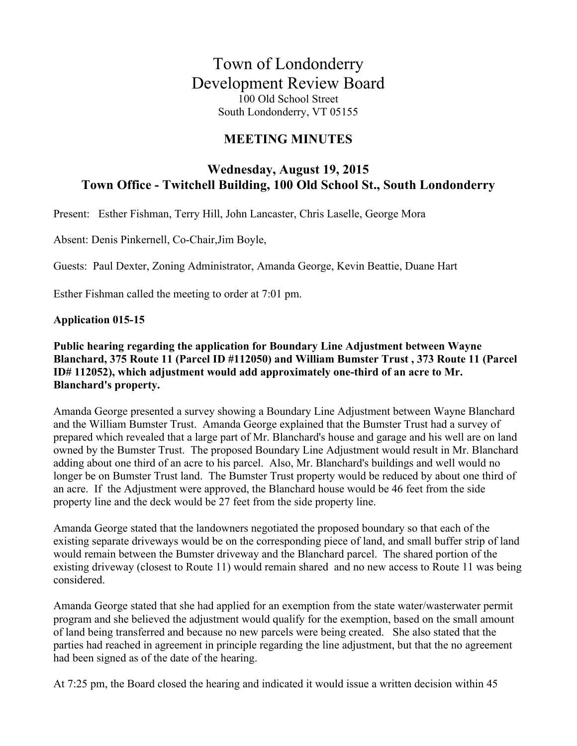# Town of Londonderry
# Development Review Board

100 Old School Street
South Londonderry, VT 05155

## MEETING MINUTES

### Wednesday, August 19, 2015
### Town Office - Twitchell Building, 100 Old School St., South Londonderry

Present: Esther Fishman, Terry Hill, John Lancaster, Chris Laselle, George Mora

Absent: Denis Pinkernell, Co-Chair,Jim Boyle,

Guests: Paul Dexter, Zoning Administrator, Amanda George, Kevin Beattie, Duane Hart

Esther Fishman called the meeting to order at 7:01 pm.

**Application 015-15**

**Public hearing regarding the application for Boundary Line Adjustment between Wayne Blanchard, 375 Route 11 (Parcel ID #112050) and William Bumster Trust , 373 Route 11 (Parcel ID# 112052), which adjustment would add approximately one-third of an acre to Mr. Blanchard's property.**

Amanda George presented a survey showing a Boundary Line Adjustment between Wayne Blanchard and the William Bumster Trust. Amanda George explained that the Bumster Trust had a survey of prepared which revealed that a large part of Mr. Blanchard's house and garage and his well are on land owned by the Bumster Trust. The proposed Boundary Line Adjustment would result in Mr. Blanchard adding about one third of an acre to his parcel. Also, Mr. Blanchard's buildings and well would no longer be on Bumster Trust land. The Bumster Trust property would be reduced by about one third of an acre. If the Adjustment were approved, the Blanchard house would be 46 feet from the side property line and the deck would be 27 feet from the side property line.

Amanda George stated that the landowners negotiated the proposed boundary so that each of the existing separate driveways would be on the corresponding piece of land, and small buffer strip of land would remain between the Bumster driveway and the Blanchard parcel. The shared portion of the existing driveway (closest to Route 11) would remain shared and no new access to Route 11 was being considered.

Amanda George stated that she had applied for an exemption from the state water/wasterwater permit program and she believed the adjustment would qualify for the exemption, based on the small amount of land being transferred and because no new parcels were being created. She also stated that the parties had reached in agreement in principle regarding the line adjustment, but that the no agreement had been signed as of the date of the hearing.

At 7:25 pm, the Board closed the hearing and indicated it would issue a written decision within 45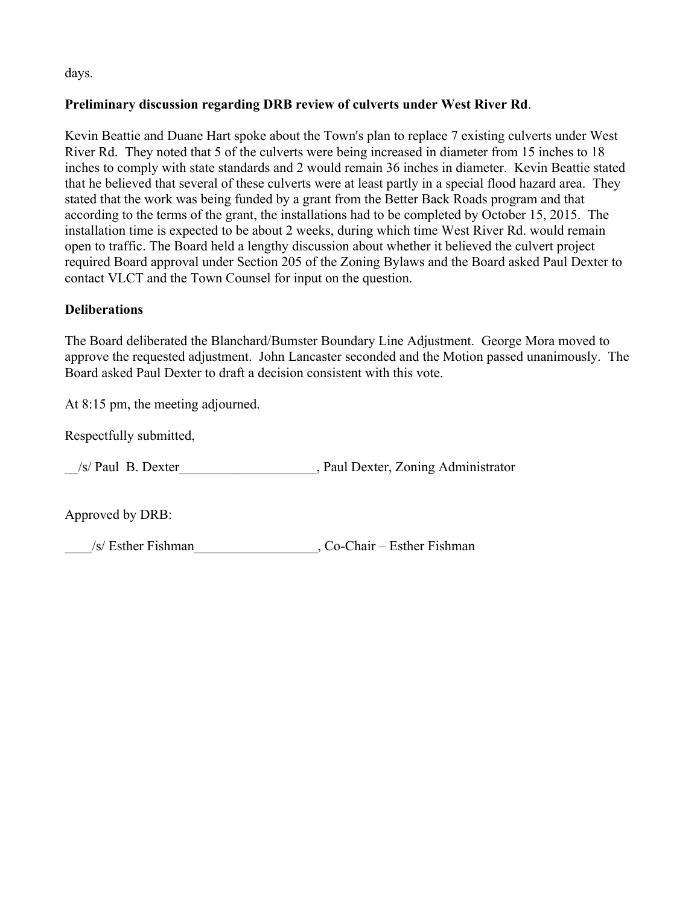days.

**Preliminary discussion regarding DRB review of culverts under West River Rd**.

Kevin Beattie and Duane Hart spoke about the Town's plan to replace 7 existing culverts under West River Rd. They noted that 5 of the culverts were being increased in diameter from 15 inches to 18 inches to comply with state standards and 2 would remain 36 inches in diameter. Kevin Beattie stated that he believed that several of these culverts were at least partly in a special flood hazard area. They stated that the work was being funded by a grant from the Better Back Roads program and that according to the terms of the grant, the installations had to be completed by October 15, 2015. The installation time is expected to be about 2 weeks, during which time West River Rd. would remain open to traffic. The Board held a lengthy discussion about whether it believed the culvert project required Board approval under Section 205 of the Zoning Bylaws and the Board asked Paul Dexter to contact VLCT and the Town Counsel for input on the question.

**Deliberations**

The Board deliberated the Blanchard/Bumster Boundary Line Adjustment. George Mora moved to approve the requested adjustment. John Lancaster seconded and the Motion passed unanimously. The Board asked Paul Dexter to draft a decision consistent with this vote.

At 8:15 pm, the meeting adjourned.

Respectfully submitted,

__/s/ Paul B. Dexter____________________, Paul Dexter, Zoning Administrator

Approved by DRB:

____/s/ Esther Fishman__________________, Co-Chair – Esther Fishman